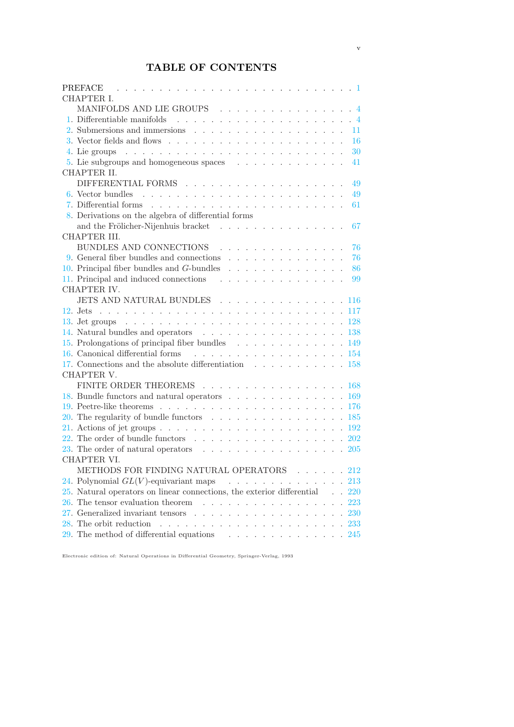# TABLE OF CONTENTS

PREFACE . . . . . . . . . . . . . . . . . . . . . . . . . . . . 1

CHAPTER I.
MANIFOLDS AND LIE GROUPS . . . . . . . . . . . . . . . . 4

1. Differentiable manifolds . . . . . . . . . . . . . . . . . . . . . 4
2. Submersions and immersions . . . . . . . . . . . . . . . . . . 11
3. Vector fields and flows . . . . . . . . . . . . . . . . . . . . 16
4. Lie groups . . . . . . . . . . . . . . . . . . . . . . . . . . 30
5. Lie subgroups and homogeneous spaces . . . . . . . . . . . . 41

CHAPTER II.
DIFFERENTIAL FORMS . . . . . . . . . . . . . . . . . . 49

6. Vector bundles . . . . . . . . . . . . . . . . . . . . . . . . 49
7. Differential forms . . . . . . . . . . . . . . . . . . . . . . . 61
8. Derivations on the algebra of differential forms and the Frölicher-Nijenhuis bracket . . . . . . . . . . . . . . . 67

CHAPTER III.
BUNDLES AND CONNECTIONS . . . . . . . . . . . . . . . 76

9. General fiber bundles and connections . . . . . . . . . . . . . 76
10. Principal fiber bundles and $G$-bundles . . . . . . . . . . . . . 86
11. Principal and induced connections . . . . . . . . . . . . . . 99

CHAPTER IV.
JETS AND NATURAL BUNDLES . . . . . . . . . . . . . . . 116

12. Jets . . . . . . . . . . . . . . . . . . . . . . . . . . . . . 117
13. Jet groups . . . . . . . . . . . . . . . . . . . . . . . . . . 128
14. Natural bundles and operators . . . . . . . . . . . . . . . . 138
15. Prolongations of principal fiber bundles . . . . . . . . . . . . 149
16. Canonical differential forms . . . . . . . . . . . . . . . . . 154
17. Connections and the absolute differentiation . . . . . . . . . . 158

CHAPTER V.
FINITE ORDER THEOREMS . . . . . . . . . . . . . . . . . 168

18. Bundle functors and natural operators . . . . . . . . . . . . . 169
19. Peetre-like theorems . . . . . . . . . . . . . . . . . . . . . 176
20. The regularity of bundle functors . . . . . . . . . . . . . . . 185
21. Actions of jet groups . . . . . . . . . . . . . . . . . . . . . 192
22. The order of bundle functors . . . . . . . . . . . . . . . . . 202
23. The order of natural operators . . . . . . . . . . . . . . . . 205

CHAPTER VI.
METHODS FOR FINDING NATURAL OPERATORS . . . . . . 212

24. Polynomial $GL(V)$-equivariant maps . . . . . . . . . . . . . 213
25. Natural operators on linear connections, the exterior differential . . 220
26. The tensor evaluation theorem . . . . . . . . . . . . . . . . 223
27. Generalized invariant tensors . . . . . . . . . . . . . . . . . 230
28. The orbit reduction . . . . . . . . . . . . . . . . . . . . . 233
29. The method of differential equations . . . . . . . . . . . . . 245

Electronic edition of: Natural Operations in Differential Geometry, Springer-Verlag, 1993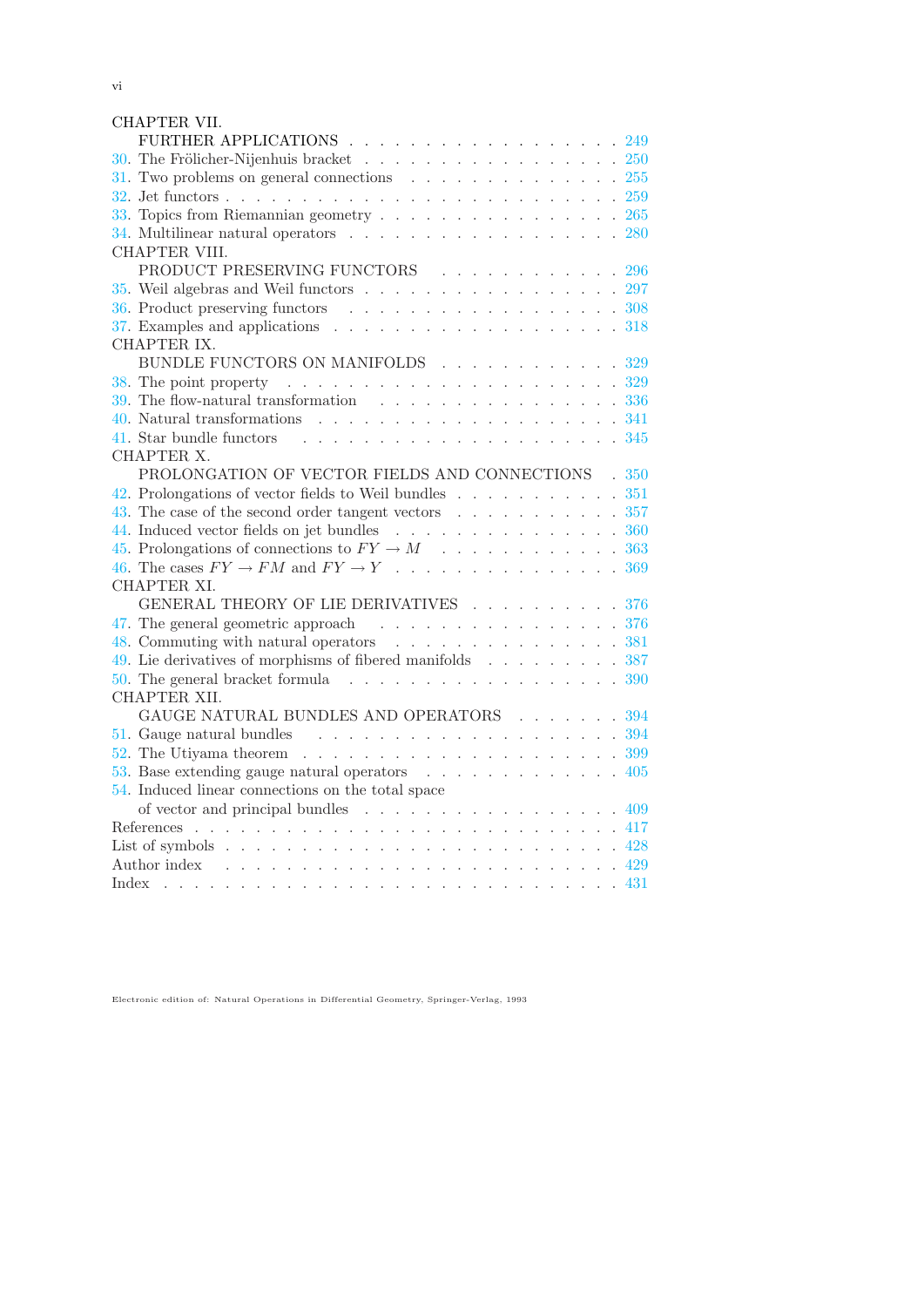CHAPTER VII.
FURTHER APPLICATIONS . . . . . . . . . . . . . . . . . . 249
30. The Frölicher-Nijenhuis bracket . . . . . . . . . . . . . . . . 250
31. Two problems on general connections . . . . . . . . . . . . . 255
32. Jet functors . . . . . . . . . . . . . . . . . . . . . . . 259
33. Topics from Riemannian geometry . . . . . . . . . . . . . . . 265
34. Multilinear natural operators . . . . . . . . . . . . . . . . 280

CHAPTER VIII.
PRODUCT PRESERVING FUNCTORS . . . . . . . . . . . . 296
35. Weil algebras and Weil functors . . . . . . . . . . . . . . . 297
36. Product preserving functors . . . . . . . . . . . . . . . . . 308
37. Examples and applications . . . . . . . . . . . . . . . . . . 318

CHAPTER IX.
BUNDLE FUNCTORS ON MANIFOLDS . . . . . . . . . . . . 329
38. The point property . . . . . . . . . . . . . . . . . . . . . 329
39. The flow-natural transformation . . . . . . . . . . . . . . . 336
40. Natural transformations . . . . . . . . . . . . . . . . . . . 341
41. Star bundle functors . . . . . . . . . . . . . . . . . . . . 345

CHAPTER X.
PROLONGATION OF VECTOR FIELDS AND CONNECTIONS . 350
42. Prolongations of vector fields to Weil bundles . . . . . . . . . 351
43. The case of the second order tangent vectors . . . . . . . . . . 357
44. Induced vector fields on jet bundles . . . . . . . . . . . . . . 360
45. Prolongations of connections to $FY \to M$ . . . . . . . . . . . . 363
46. The cases $FY \to FM$ and $FY \to Y$ . . . . . . . . . . . . . . 369

CHAPTER XI.
GENERAL THEORY OF LIE DERIVATIVES . . . . . . . . . . 376
47. The general geometric approach . . . . . . . . . . . . . . . 376
48. Commuting with natural operators . . . . . . . . . . . . . . 381
49. Lie derivatives of morphisms of fibered manifolds . . . . . . . . 387
50. The general bracket formula . . . . . . . . . . . . . . . . . 390

CHAPTER XII.
GAUGE NATURAL BUNDLES AND OPERATORS . . . . . . . 394
51. Gauge natural bundles . . . . . . . . . . . . . . . . . . . 394
52. The Utiyama theorem . . . . . . . . . . . . . . . . . . . . 399
53. Base extending gauge natural operators . . . . . . . . . . . . 405
54. Induced linear connections on the total space
of vector and principal bundles . . . . . . . . . . . . . . . . 409

References . . . . . . . . . . . . . . . . . . . . . . . . . 417
List of symbols . . . . . . . . . . . . . . . . . . . . . . . 428
Author index . . . . . . . . . . . . . . . . . . . . . . . . 429
Index . . . . . . . . . . . . . . . . . . . . . . . . . . . 431

Electronic edition of: Natural Operations in Differential Geometry, Springer-Verlag, 1993